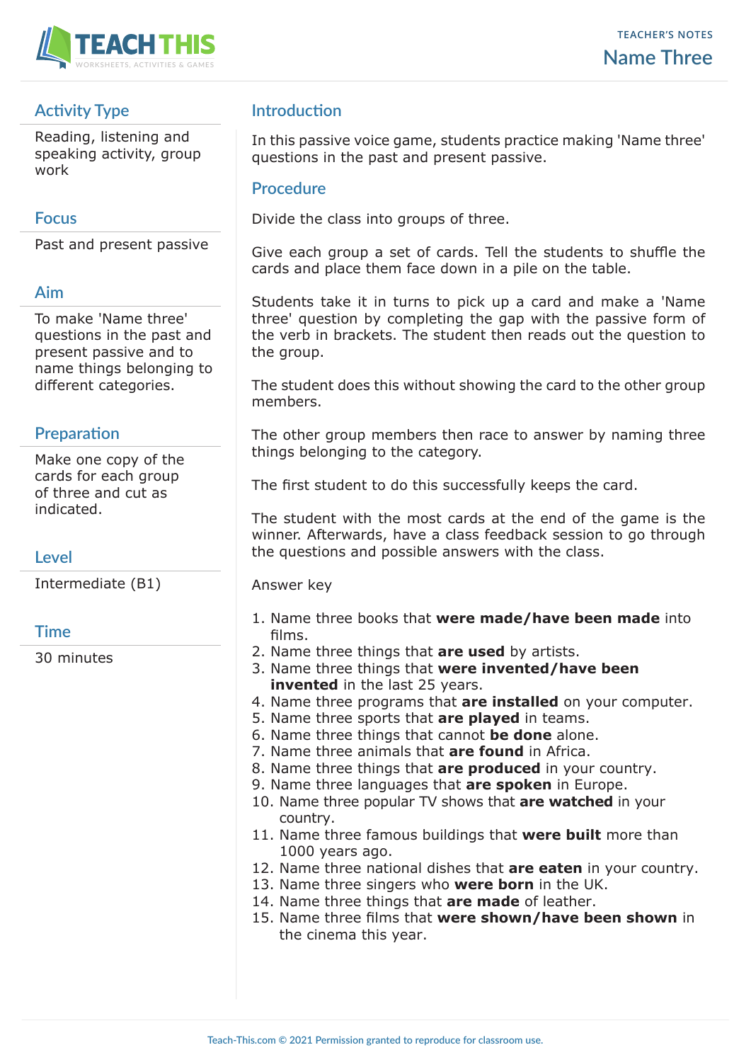TEACHER'S NOTES

# Name Three

## Activity Type

Reading, listening and speaking activity, group work

## Focus

Past and present passive

## Aim

To make 'Name three' questions in the past and present passive and to name things belonging to different categories.

## Preparation

Make one copy of the cards for each group of three and cut as indicated.

## Level

Intermediate (B1)

## Time

30 minutes

## Introduction

In this passive voice game, students practice making 'Name three' questions in the past and present passive.

## Procedure

Divide the class into groups of three.

Give each group a set of cards. Tell the students to shuffle the cards and place them face down in a pile on the table.

Students take it in turns to pick up a card and make a 'Name three' question by completing the gap with the passive form of the verb in brackets. The student then reads out the question to the group.

The student does this without showing the card to the other group members.

The other group members then race to answer by naming three things belonging to the category.

The first student to do this successfully keeps the card.

The student with the most cards at the end of the game is the winner. Afterwards, have a class feedback session to go through the questions and possible answers with the class.

Answer key

1. Name three books that **were made/have been made** into films.
2. Name three things that **are used** by artists.
3. Name three things that **were invented/have been invented** in the last 25 years.
4. Name three programs that **are installed** on your computer.
5. Name three sports that **are played** in teams.
6. Name three things that cannot **be done** alone.
7. Name three animals that **are found** in Africa.
8. Name three things that **are produced** in your country.
9. Name three languages that **are spoken** in Europe.
10. Name three popular TV shows that **are watched** in your country.
11. Name three famous buildings that **were built** more than 1000 years ago.
12. Name three national dishes that **are eaten** in your country.
13. Name three singers who **were born** in the UK.
14. Name three things that **are made** of leather.
15. Name three films that **were shown/have been shown** in the cinema this year.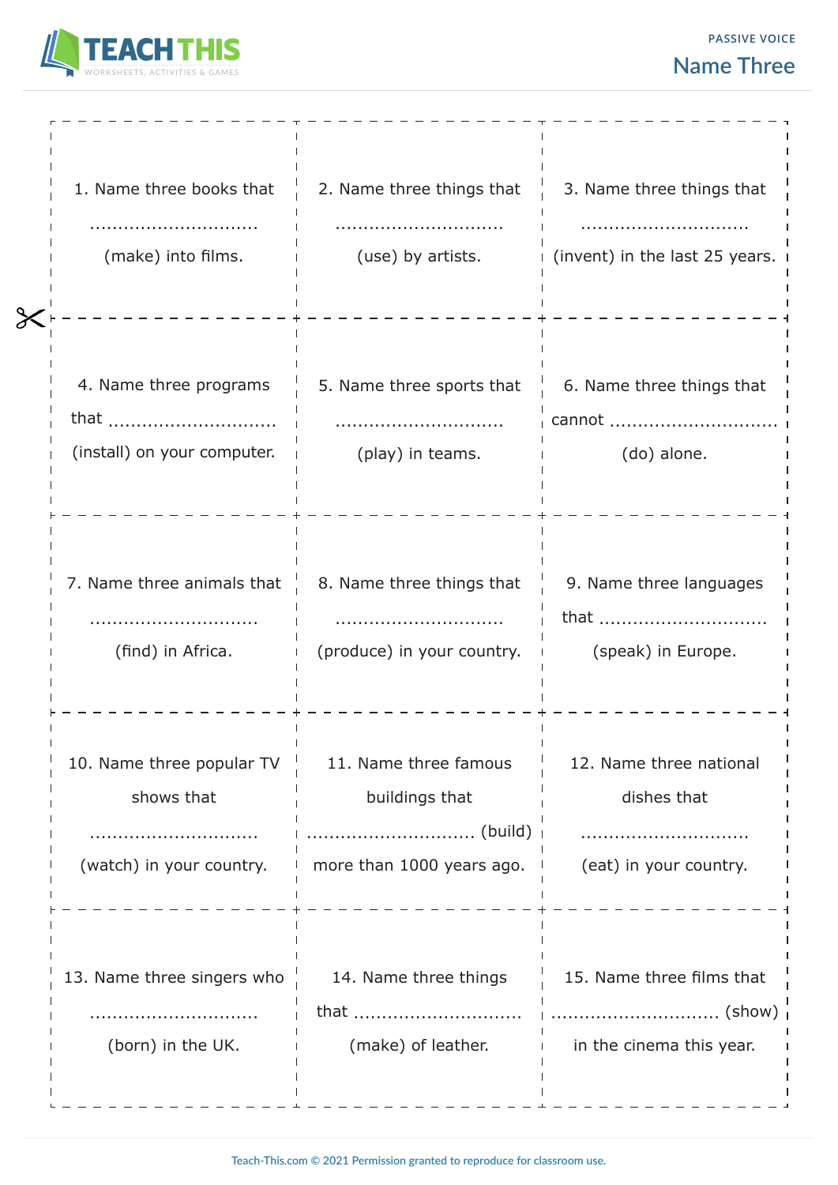PASSIVE VOICE

# Name Three

| | | |
|---|---|---|
| 1. Name three books that .............................. (make) into films. | 2. Name three things that .............................. (use) by artists. | 3. Name three things that .............................. (invent) in the last 25 years. |
| 4. Name three programs that .............................. (install) on your computer. | 5. Name three sports that .............................. (play) in teams. | 6. Name three things that cannot .............................. (do) alone. |
| 7. Name three animals that .............................. (find) in Africa. | 8. Name three things that .............................. (produce) in your country. | 9. Name three languages that .............................. (speak) in Europe. |
| 10. Name three popular TV shows that .............................. (watch) in your country. | 11. Name three famous buildings that .............................. (build) more than 1000 years ago. | 12. Name three national dishes that .............................. (eat) in your country. |
| 13. Name three singers who .............................. (born) in the UK. | 14. Name three things that .............................. (make) of leather. | 15. Name three films that .............................. (show) in the cinema this year. |

Teach-This.com © 2021 Permission granted to reproduce for classroom use.